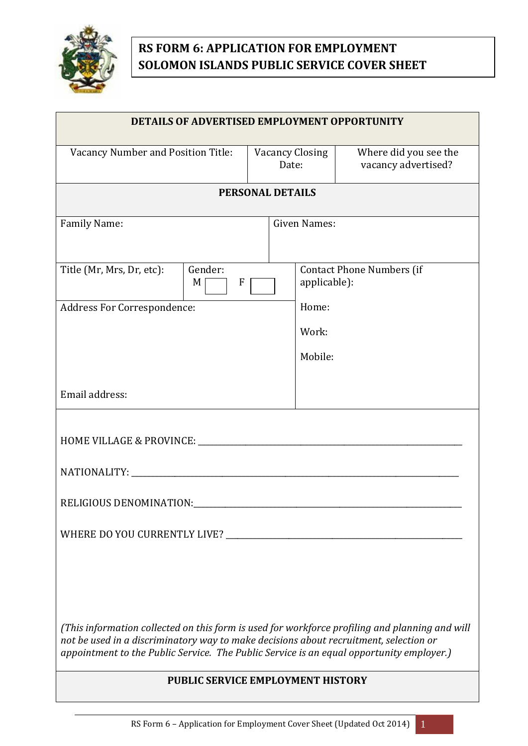# RS FORM 6: APPLICATION FOR EMPLOYMENT
# SOLOMON ISLANDS PUBLIC SERVICE COVER SHEET

## DETAILS OF ADVERTISED EMPLOYMENT OPPORTUNITY

| Vacancy Number and Position Title: | Vacancy Closing Date: | Where did you see the vacancy advertised? |
|---|---|---|
| | | |

## PERSONAL DETAILS

| Family Name: | Given Names: |
|---|---|
| | |

| Title (Mr, Mrs, Dr, etc): | Gender: M ☐ F ☐ | Contact Phone Numbers (if applicable): |
|---|---|---|
| Address For Correspondence: | | Home: |
| | | Work: |
| | | Mobile: |
| Email address: | | |

HOME VILLAGE & PROVINCE: ____________________________________________

NATIONALITY: ____________________________________________

RELIGIOUS DENOMINATION: ____________________________________________

WHERE DO YOU CURRENTLY LIVE? ____________________________________________

*(This information collected on this form is used for workforce profiling and planning and will not be used in a discriminatory way to make decisions about recruitment, selection or appointment to the Public Service. The Public Service is an equal opportunity employer.)*

## PUBLIC SERVICE EMPLOYMENT HISTORY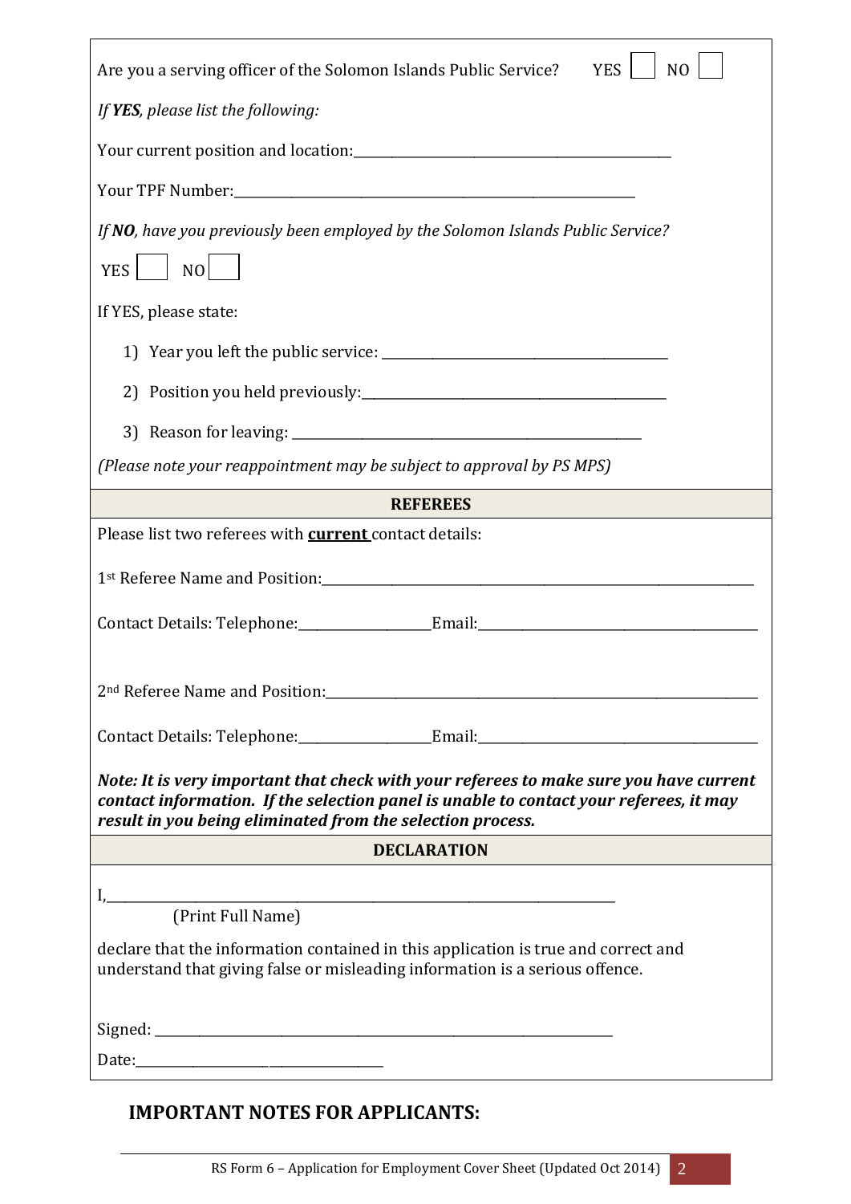Are you a serving officer of the Solomon Islands Public Service? YES ☐ NO ☐

*If **YES**, please list the following:*

Your current position and location:\_\_\_\_\_\_\_\_\_\_\_\_\_\_\_\_\_\_\_\_\_\_\_\_\_\_\_\_\_\_\_\_\_\_\_\_\_\_\_\_\_\_\_\_

Your TPF Number:\_\_\_\_\_\_\_\_\_\_\_\_\_\_\_\_\_\_\_\_\_\_\_\_\_\_\_\_\_\_\_\_\_\_\_\_\_\_\_\_\_\_\_\_\_\_\_\_\_\_\_\_\_\_\_\_

*If **NO**, have you previously been employed by the Solomon Islands Public Service?*

YES ☐ NO ☐

If YES, please state:

1) Year you left the public service: \_\_\_\_\_\_\_\_\_\_\_\_\_\_\_\_\_\_\_\_\_\_\_\_\_\_\_\_\_\_\_\_\_\_\_\_\_\_\_\_
2) Position you held previously:\_\_\_\_\_\_\_\_\_\_\_\_\_\_\_\_\_\_\_\_\_\_\_\_\_\_\_\_\_\_\_\_\_\_\_\_\_\_\_\_\_\_
3) Reason for leaving: \_\_\_\_\_\_\_\_\_\_\_\_\_\_\_\_\_\_\_\_\_\_\_\_\_\_\_\_\_\_\_\_\_\_\_\_\_\_\_\_\_\_\_\_\_\_\_\_\_\_

*(Please note your reappointment may be subject to approval by PS MPS)*

## REFEREES

Please list two referees with **current** contact details:

1st Referee Name and Position:\_\_\_\_\_\_\_\_\_\_\_\_\_\_\_\_\_\_\_\_\_\_\_\_\_\_\_\_\_\_\_\_\_\_\_\_\_\_\_\_\_\_\_\_\_\_\_\_\_\_\_\_\_\_\_\_\_\_\_\_\_

Contact Details: Telephone:\_\_\_\_\_\_\_\_\_\_\_\_\_\_\_\_\_\_\_Email:\_\_\_\_\_\_\_\_\_\_\_\_\_\_\_\_\_\_\_\_\_\_\_\_\_\_\_\_\_\_\_\_\_\_\_\_\_\_\_\_\_

2nd Referee Name and Position:\_\_\_\_\_\_\_\_\_\_\_\_\_\_\_\_\_\_\_\_\_\_\_\_\_\_\_\_\_\_\_\_\_\_\_\_\_\_\_\_\_\_\_\_\_\_\_\_\_\_\_\_\_\_\_\_\_\_\_\_\_

Contact Details: Telephone:\_\_\_\_\_\_\_\_\_\_\_\_\_\_\_\_\_\_\_Email:\_\_\_\_\_\_\_\_\_\_\_\_\_\_\_\_\_\_\_\_\_\_\_\_\_\_\_\_\_\_\_\_\_\_\_\_\_\_\_\_\_

***Note: It is very important that check with your referees to make sure you have current contact information. If the selection panel is unable to contact your referees, it may result in you being eliminated from the selection process.***

## DECLARATION

I,\_\_\_\_\_\_\_\_\_\_\_\_\_\_\_\_\_\_\_\_\_\_\_\_\_\_\_\_\_\_\_\_\_\_\_\_\_\_\_\_\_\_\_\_\_\_\_\_\_\_\_\_\_\_\_\_\_\_\_\_\_\_\_\_\_\_\_\_\_\_
(Print Full Name)

declare that the information contained in this application is true and correct and understand that giving false or misleading information is a serious offence.

Signed: \_\_\_\_\_\_\_\_\_\_\_\_\_\_\_\_\_\_\_\_\_\_\_\_\_\_\_\_\_\_\_\_\_\_\_\_\_\_\_\_\_\_\_\_\_\_\_\_\_\_\_\_\_\_\_\_\_\_\_\_\_\_

Date:\_\_\_\_\_\_\_\_\_\_\_\_\_\_\_\_\_\_\_\_\_\_\_\_\_\_\_\_\_\_\_\_\_\_\_\_

## IMPORTANT NOTES FOR APPLICANTS: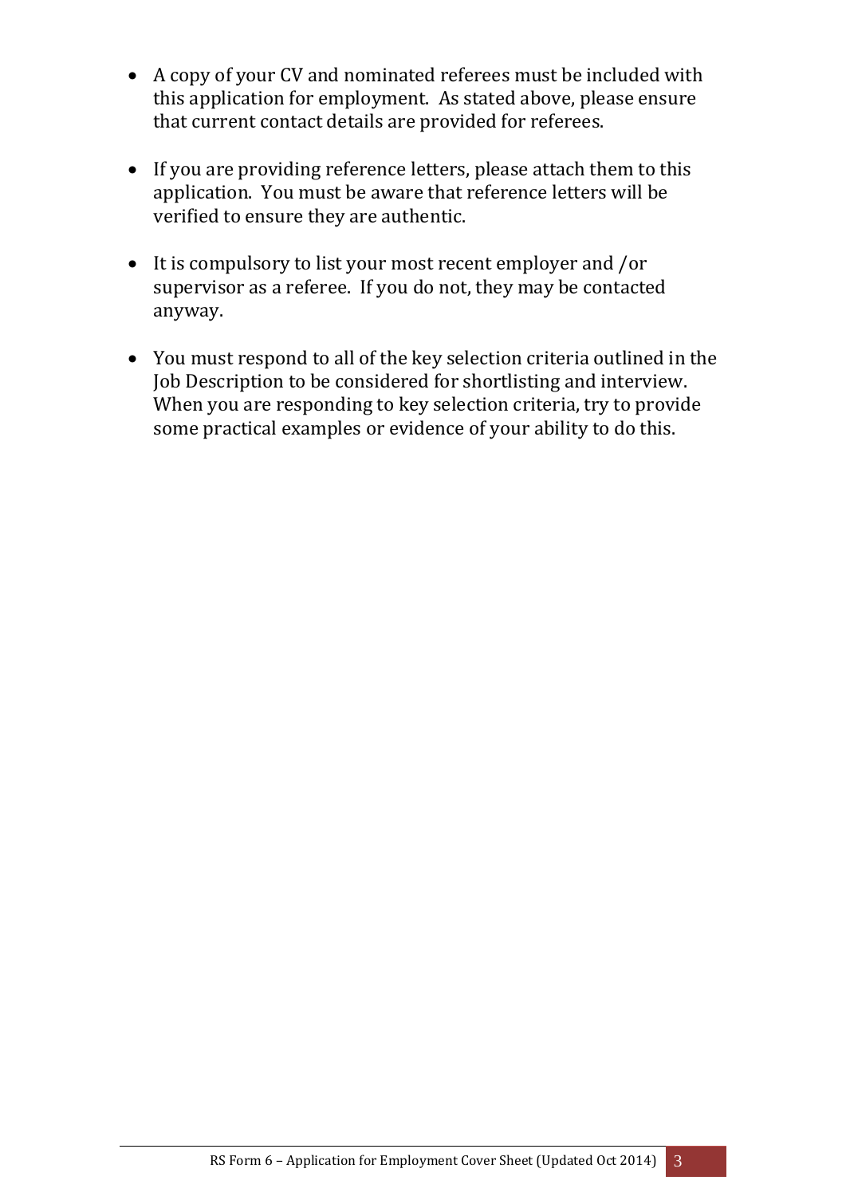- A copy of your CV and nominated referees must be included with this application for employment. As stated above, please ensure that current contact details are provided for referees.

- If you are providing reference letters, please attach them to this application. You must be aware that reference letters will be verified to ensure they are authentic.

- It is compulsory to list your most recent employer and /or supervisor as a referee. If you do not, they may be contacted anyway.

- You must respond to all of the key selection criteria outlined in the Job Description to be considered for shortlisting and interview. When you are responding to key selection criteria, try to provide some practical examples or evidence of your ability to do this.